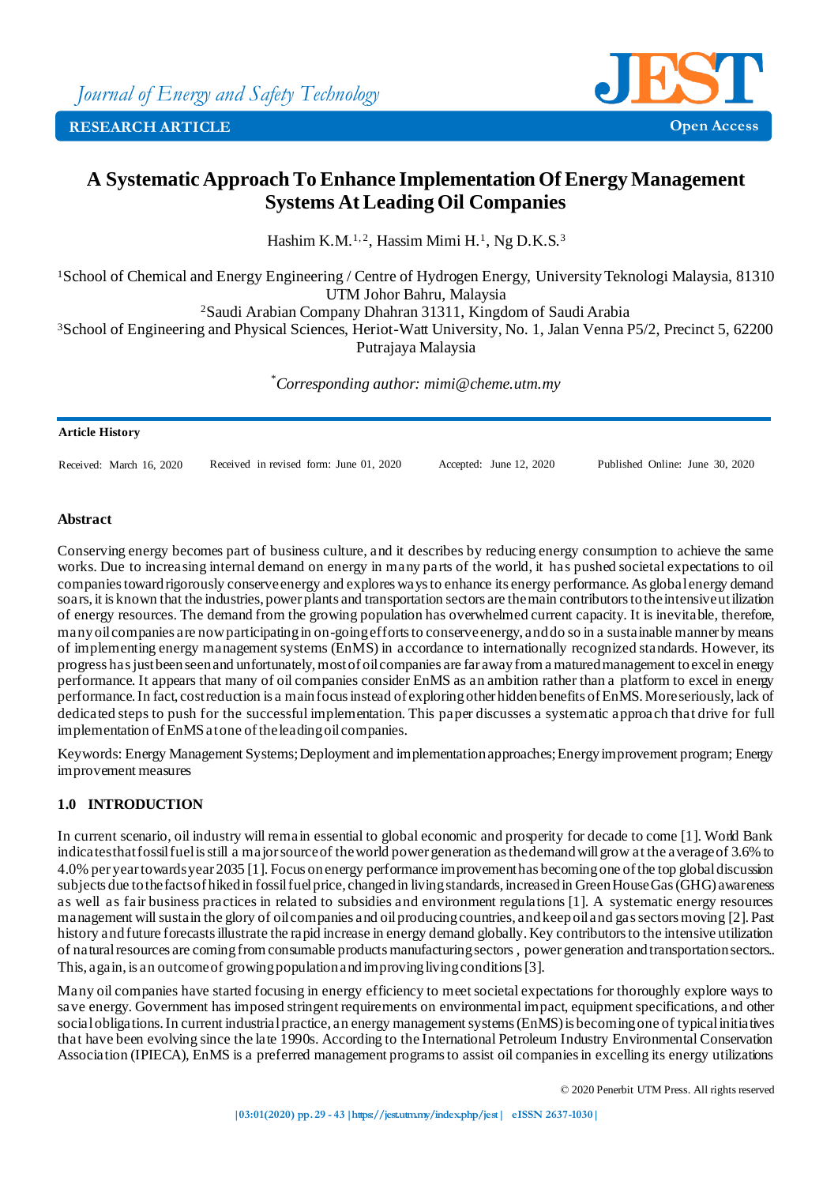Journal of Energy and Safety Technology

RESEARCH ARTICLE

Open Access

# A Systematic Approach To Enhance Implementation Of Energy Management Systems At Leading Oil Companies

Hashim K.M.[1,2], Hassim Mimi H.[1], Ng D.K.S.[3]

[1]School of Chemical and Energy Engineering / Centre of Hydrogen Energy, University Teknologi Malaysia, 81310 UTM Johor Bahru, Malaysia
[2]Saudi Arabian Company Dhahran 31311, Kingdom of Saudi Arabia
[3]School of Engineering and Physical Sciences, Heriot-Watt University, No. 1, Jalan Venna P5/2, Precinct 5, 62200 Putrajaya Malaysia

*[*]Corresponding author: mimi@cheme.utm.my*

**Article History**

Received: March 16, 2020 | Received in revised form: June 01, 2020 | Accepted: June 12, 2020 | Published Online: June 30, 2020

## Abstract

Conserving energy becomes part of business culture, and it describes by reducing energy consumption to achieve the same works. Due to increasing internal demand on energy in many parts of the world, it has pushed societal expectations to oil companies toward rigorously conserve energy and explores ways to enhance its energy performance. As global energy demand soars, it is known that the industries, power plants and transportation sectors are the main contributors to the intensive utilization of energy resources. The demand from the growing population has overwhelmed current capacity. It is inevitable, therefore, many oil companies are now participating in on-going efforts to conserve energy, and do so in a sustainable manner by means of implementing energy management systems (EnMS) in accordance to internationally recognized standards. However, its progress has just been seen and unfortunately, most of oil companies are far away from a matured management to excel in energy performance. It appears that many of oil companies consider EnMS as an ambition rather than a platform to excel in energy performance. In fact, cost reduction is a main focus instead of exploring other hidden benefits of EnMS. More seriously, lack of dedicated steps to push for the successful implementation. This paper discusses a systematic approach that drive for full implementation of EnMS at one of the leading oil companies.

Keywords: Energy Management Systems; Deployment and implementation approaches; Energy improvement program; Energy improvement measures

## 1.0 INTRODUCTION

In current scenario, oil industry will remain essential to global economic and prosperity for decade to come [1]. World Bank indicates that fossil fuel is still a major source of the world power generation as the demand will grow at the average of 3.6% to 4.0% per year towards year 2035 [1]. Focus on energy performance improvement has becoming one of the top global discussion subjects due to the facts of hiked in fossil fuel price, changed in living standards, increased in Green House Gas (GHG) awareness as well as fair business practices in related to subsidies and environment regulations [1]. A systematic energy resources management will sustain the glory of oil companies and oil producing countries, and keep oil and gas sectors moving [2]. Past history and future forecasts illustrate the rapid increase in energy demand globally. Key contributors to the intensive utilization of natural resources are coming from consumable products manufacturing sectors , power generation and transportation sectors.. This, again, is an outcome of growing population and improving living conditions [3].

Many oil companies have started focusing in energy efficiency to meet societal expectations for thoroughly explore ways to save energy. Government has imposed stringent requirements on environmental impact, equipment specifications, and other social obligations. In current industrial practice, an energy management systems (EnMS) is becoming one of typical initiatives that have been evolving since the late 1990s. According to the International Petroleum Industry Environmental Conservation Association (IPIECA), EnMS is a preferred management programs to assist oil companies in excelling its energy utilizations

© 2020 Penerbit UTM Press. All rights reserved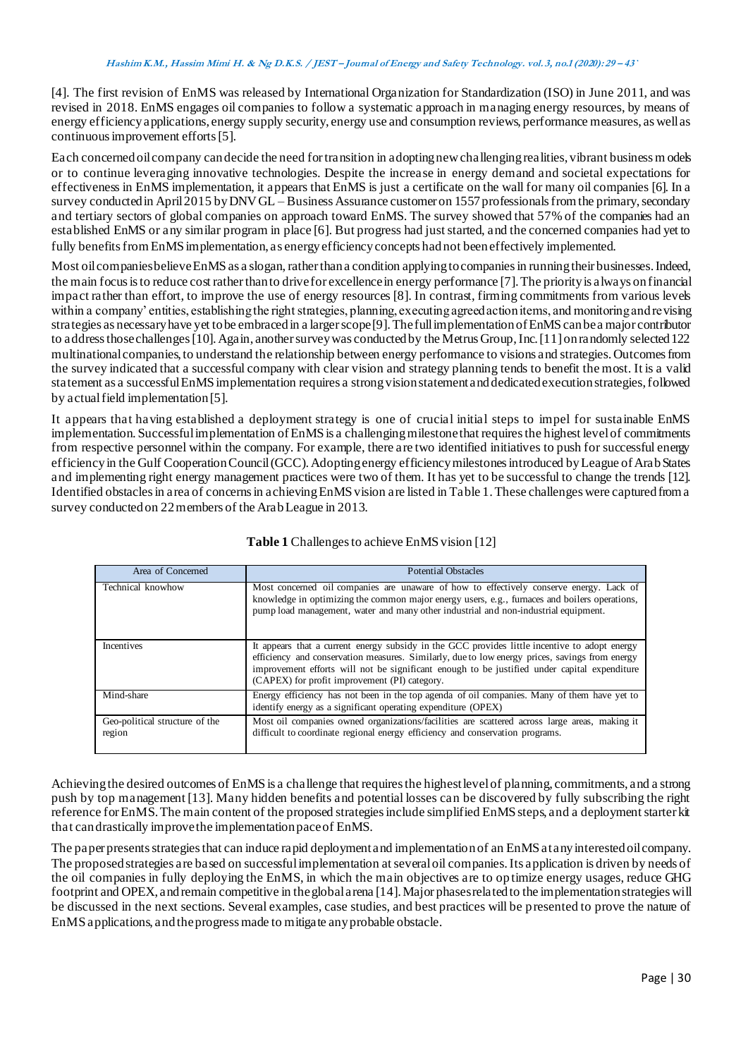[4]. The first revision of EnMS was released by International Organization for Standardization (ISO) in June 2011, and was revised in 2018. EnMS engages oil companies to follow a systematic approach in managing energy resources, by means of energy efficiency applications, energy supply security, energy use and consumption reviews, performance measures, as well as continuous improvement efforts [5].

Each concerned oil company can decide the need for transition in adopting new challenging realities, vibrant business models or to continue leveraging innovative technologies. Despite the increase in energy demand and societal expectations for effectiveness in EnMS implementation, it appears that EnMS is just a certificate on the wall for many oil companies [6]. In a survey conducted in April 2015 by DNV GL – Business Assurance customer on 1557 professionals from the primary, secondary and tertiary sectors of global companies on approach toward EnMS. The survey showed that 57% of the companies had an established EnMS or any similar program in place [6]. But progress had just started, and the concerned companies had yet to fully benefits from EnMS implementation, as energy efficiency concepts had not been effectively implemented.

Most oil companies believe EnMS as a slogan, rather than a condition applying to companies in running their businesses. Indeed, the main focus is to reduce cost rather than to drive for excellence in energy performance [7]. The priority is always on financial impact rather than effort, to improve the use of energy resources [8]. In contrast, firming commitments from various levels within a company' entities, establishing the right strategies, planning, executing agreed action items, and monitoring and revising strategies as necessary have yet to be embraced in a larger scope [9]. The full implementation of EnMS can be a major contributor to address those challenges [10]. Again, another survey was conducted by the Metrus Group, Inc. [11] on randomly selected 122 multinational companies, to understand the relationship between energy performance to visions and strategies. Outcomes from the survey indicated that a successful company with clear vision and strategy planning tends to benefit the most. It is a valid statement as a successful EnMS implementation requires a strong vision statement and dedicated execution strategies, followed by actual field implementation [5].

It appears that having established a deployment strategy is one of crucial initial steps to impel for sustainable EnMS implementation. Successful implementation of EnMS is a challenging milestone that requires the highest level of commitments from respective personnel within the company. For example, there are two identified initiatives to push for successful energy efficiency in the Gulf Cooperation Council (GCC). Adopting energy efficiency milestones introduced by League of Arab States and implementing right energy management practices were two of them. It has yet to be successful to change the trends [12]. Identified obstacles in area of concerns in achieving EnMS vision are listed in Table 1. These challenges were captured from a survey conducted on 22 members of the Arab League in 2013.

**Table 1** Challenges to achieve EnMS vision [12]

| Area of Concerned | Potential Obstacles |
|---|---|
| Technical knowhow | Most concerned oil companies are unaware of how to effectively conserve energy. Lack of knowledge in optimizing the common major energy users, e.g., furnaces and boilers operations, pump load management, water and many other industrial and non-industrial equipment. |
| Incentives | It appears that a current energy subsidy in the GCC provides little incentive to adopt energy efficiency and conservation measures. Similarly, due to low energy prices, savings from energy improvement efforts will not be significant enough to be justified under capital expenditure (CAPEX) for profit improvement (PI) category. |
| Mind-share | Energy efficiency has not been in the top agenda of oil companies. Many of them have yet to identify energy as a significant operating expenditure (OPEX) |
| Geo-political structure of the region | Most oil companies owned organizations/facilities are scattered across large areas, making it difficult to coordinate regional energy efficiency and conservation programs. |

Achieving the desired outcomes of EnMS is a challenge that requires the highest level of planning, commitments, and a strong push by top management [13]. Many hidden benefits and potential losses can be discovered by fully subscribing the right reference for EnMS. The main content of the proposed strategies include simplified EnMS steps, and a deployment starter kit that can drastically improve the implementation pace of EnMS.

The paper presents strategies that can induce rapid deployment and implementation of an EnMS at any interested oil company. The proposed strategies are based on successful implementation at several oil companies. Its application is driven by needs of the oil companies in fully deploying the EnMS, in which the main objectives are to optimize energy usages, reduce GHG footprint and OPEX, and remain competitive in the global arena [14]. Major phases related to the implementation strategies will be discussed in the next sections. Several examples, case studies, and best practices will be presented to prove the nature of EnMS applications, and the progress made to mitigate any probable obstacle.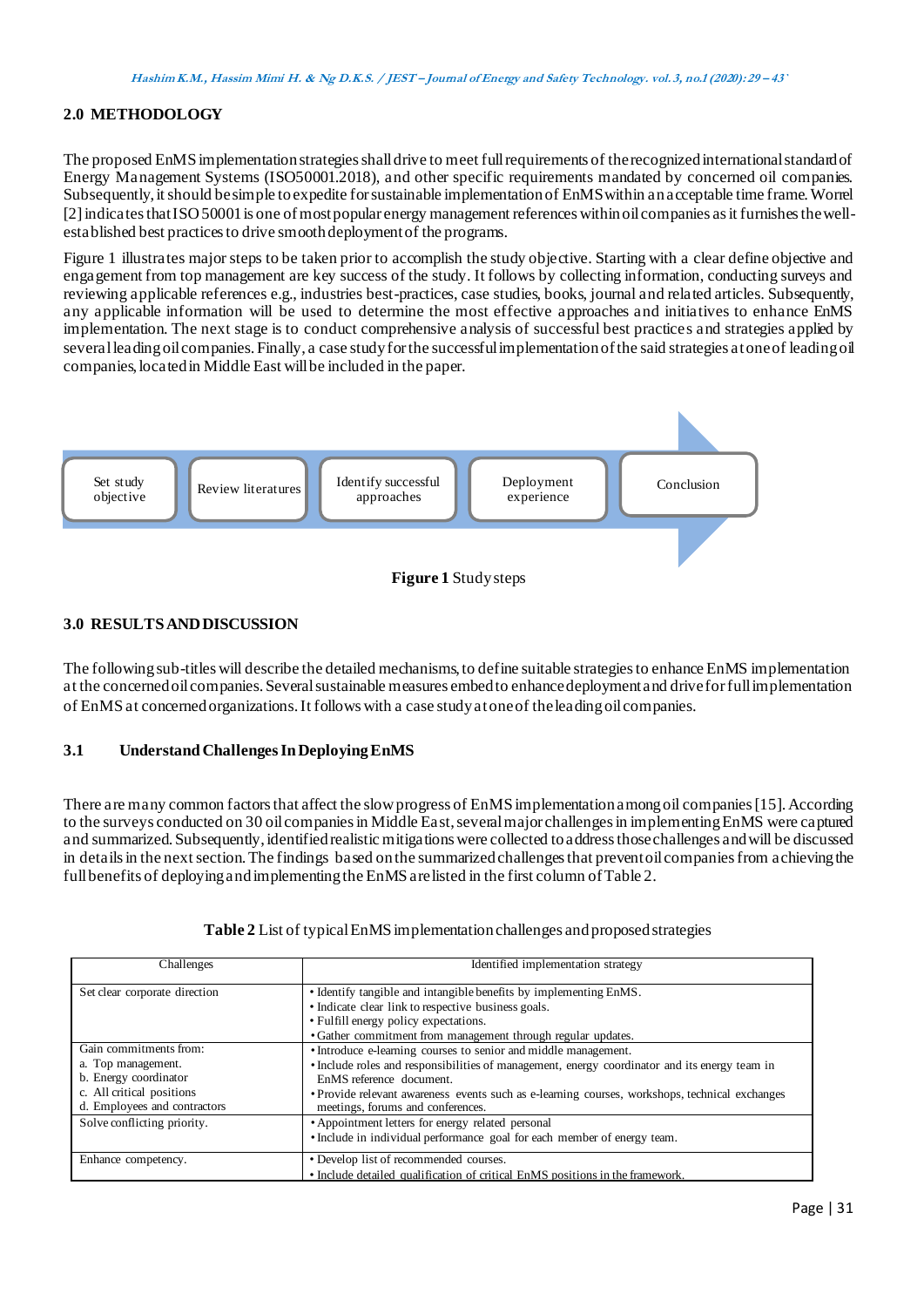## 2.0 METHODOLOGY

The proposed EnMS implementation strategies shall drive to meet full requirements of the recognized international standard of Energy Management Systems (ISO50001.2018), and other specific requirements mandated by concerned oil companies. Subsequently, it should be simple to expedite for sustainable implementation of EnMS within an acceptable time frame. Worrel [2] indicates that ISO 50001 is one of most popular energy management references within oil companies as it furnishes the well-established best practices to drive smooth deployment of the programs.

Figure 1 illustrates major steps to be taken prior to accomplish the study objective. Starting with a clear define objective and engagement from top management are key success of the study. It follows by collecting information, conducting surveys and reviewing applicable references e.g., industries best-practices, case studies, books, journal and related articles. Subsequently, any applicable information will be used to determine the most effective approaches and initiatives to enhance EnMS implementation. The next stage is to conduct comprehensive analysis of successful best practices and strategies applied by several leading oil companies. Finally, a case study for the successful implementation of the said strategies at one of leading oil companies, located in Middle East will be included in the paper.

Set study objective → Review literatures → Identify successful approaches → Deployment experience → Conclusion

**Figure 1** Study steps

## 3.0 RESULTS AND DISCUSSION

The following sub-titles will describe the detailed mechanisms, to define suitable strategies to enhance EnMS implementation at the concerned oil companies. Several sustainable measures embed to enhance deployment and drive for full implementation of EnMS at concerned organizations. It follows with a case study at one of the leading oil companies.

### 3.1 Understand Challenges In Deploying EnMS

There are many common factors that affect the slow progress of EnMS implementation among oil companies [15]. According to the surveys conducted on 30 oil companies in Middle East, several major challenges in implementing EnMS were captured and summarized. Subsequently, identified realistic mitigations were collected to address those challenges and will be discussed in details in the next section. The findings based on the summarized challenges that prevent oil companies from achieving the full benefits of deploying and implementing the EnMS are listed in the first column of Table 2.

**Table 2** List of typical EnMS implementation challenges and proposed strategies

| Challenges | Identified implementation strategy |
|---|---|
| Set clear corporate direction | • Identify tangible and intangible benefits by implementing EnMS.<br>• Indicate clear link to respective business goals.<br>• Fulfill energy policy expectations.<br>• Gather commitment from management through regular updates. |
| Gain commitments from:<br>a. Top management.<br>b. Energy coordinator<br>c. All critical positions<br>d. Employees and contractors | • Introduce e-learning courses to senior and middle management.<br>• Include roles and responsibilities of management, energy coordinator and its energy team in EnMS reference document.<br>• Provide relevant awareness events such as e-learning courses, workshops, technical exchanges meetings, forums and conferences. |
| Solve conflicting priority. | • Appointment letters for energy related personal<br>• Include in individual performance goal for each member of energy team. |
| Enhance competency. | • Develop list of recommended courses.<br>• Include detailed qualification of critical EnMS positions in the framework. |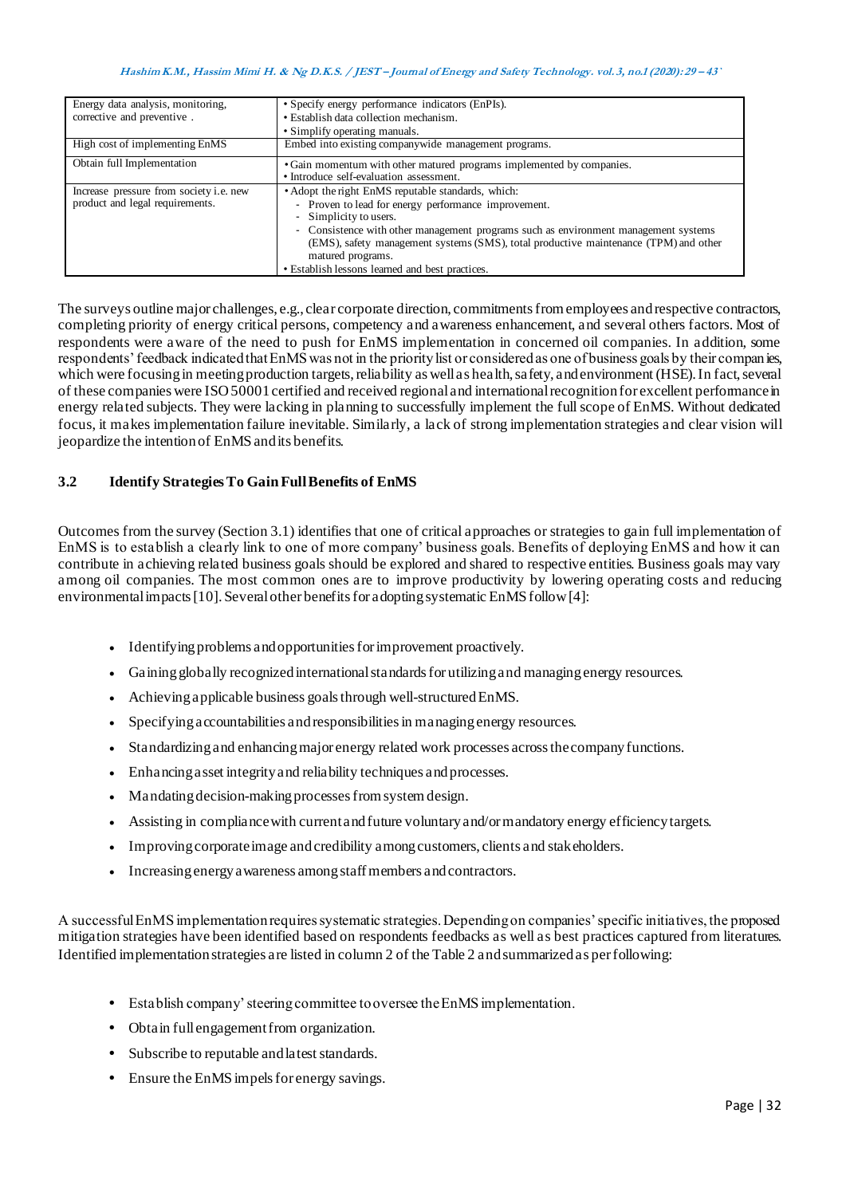| | |
|---|---|
| Energy data analysis, monitoring, corrective and preventive . | • Specify energy performance indicators (EnPIs).<br>• Establish data collection mechanism.<br>• Simplify operating manuals. |
| High cost of implementing EnMS | Embed into existing companywide management programs. |
| Obtain full Implementation | • Gain momentum with other matured programs implemented by companies.<br>• Introduce self-evaluation assessment. |
| Increase pressure from society i.e. new product and legal requirements. | • Adopt the right EnMS reputable standards, which:<br>- Proven to lead for energy performance improvement.<br>- Simplicity to users.<br>- Consistence with other management programs such as environment management systems (EMS), safety management systems (SMS), total productive maintenance (TPM) and other matured programs.<br>• Establish lessons learned and best practices. |

The surveys outline major challenges, e.g., clear corporate direction, commitments from employees and respective contractors, completing priority of energy critical persons, competency and awareness enhancement, and several others factors. Most of respondents were aware of the need to push for EnMS implementation in concerned oil companies. In addition, some respondents' feedback indicated that EnMS was not in the priority list or considered as one of business goals by their companies, which were focusing in meeting production targets, reliability as well as health, safety, and environment (HSE). In fact, several of these companies were ISO 50001 certified and received regional and international recognition for excellent performance in energy related subjects. They were lacking in planning to successfully implement the full scope of EnMS. Without dedicated focus, it makes implementation failure inevitable. Similarly, a lack of strong implementation strategies and clear vision will jeopardize the intention of EnMS and its benefits.

### 3.2 Identify Strategies To Gain Full Benefits of EnMS

Outcomes from the survey (Section 3.1) identifies that one of critical approaches or strategies to gain full implementation of EnMS is to establish a clearly link to one of more company' business goals. Benefits of deploying EnMS and how it can contribute in achieving related business goals should be explored and shared to respective entities. Business goals may vary among oil companies. The most common ones are to improve productivity by lowering operating costs and reducing environmental impacts [10]. Several other benefits for adopting systematic EnMS follow [4]:

- Identifying problems and opportunities for improvement proactively.
- Gaining globally recognized international standards for utilizing and managing energy resources.
- Achieving applicable business goals through well-structured EnMS.
- Specifying accountabilities and responsibilities in managing energy resources.
- Standardizing and enhancing major energy related work processes across the company functions.
- Enhancing asset integrity and reliability techniques and processes.
- Mandating decision-making processes from system design.
- Assisting in compliance with current and future voluntary and/or mandatory energy efficiency targets.
- Improving corporate image and credibility among customers, clients and stakeholders.
- Increasing energy awareness among staff members and contractors.

A successful EnMS implementation requires systematic strategies. Depending on companies' specific initiatives, the proposed mitigation strategies have been identified based on respondents feedbacks as well as best practices captured from literatures. Identified implementation strategies are listed in column 2 of the Table 2 and summarized as per following:

- Establish company' steering committee to oversee the EnMS implementation.
- Obtain full engagement from organization.
- Subscribe to reputable and latest standards.
- Ensure the EnMS impels for energy savings.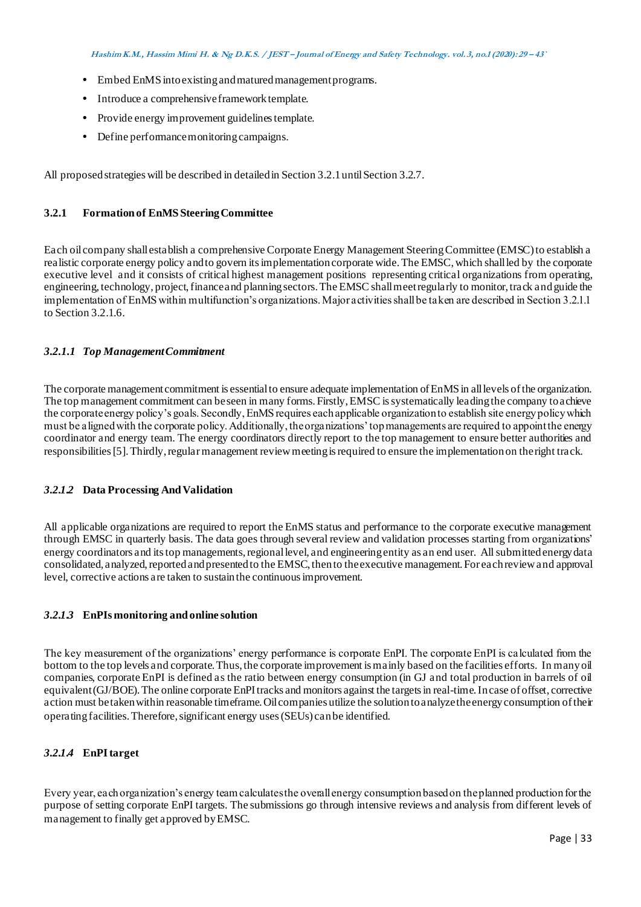- Embed EnMS into existing and matured management programs.
- Introduce a comprehensive framework template.
- Provide energy improvement guidelines template.
- Define performance monitoring campaigns.

All proposed strategies will be described in detailed in Section 3.2.1 until Section 3.2.7.

### 3.2.1 Formation of EnMS Steering Committee

Each oil company shall establish a comprehensive Corporate Energy Management Steering Committee (EMSC) to establish a realistic corporate energy policy and to govern its implementation corporate wide. The EMSC, which shall led by the corporate executive level and it consists of critical highest management positions representing critical organizations from operating, engineering, technology, project, finance and planning sectors. The EMSC shall meet regularly to monitor, track and guide the implementation of EnMS within multifunction's organizations. Major activities shall be taken are described in Section 3.2.1.1 to Section 3.2.1.6.

#### *3.2.1.1 Top Management Commitment*

The corporate management commitment is essential to ensure adequate implementation of EnMS in all levels of the organization. The top management commitment can be seen in many forms. Firstly, EMSC is systematically leading the company to achieve the corporate energy policy's goals. Secondly, EnMS requires each applicable organization to establish site energy policy which must be aligned with the corporate policy. Additionally, the organizations' top managements are required to appoint the energy coordinator and energy team. The energy coordinators directly report to the top management to ensure better authorities and responsibilities [5]. Thirdly, regular management review meeting is required to ensure the implementation on the right track.

#### *3.2.1.2* Data Processing And Validation

All applicable organizations are required to report the EnMS status and performance to the corporate executive management through EMSC in quarterly basis. The data goes through several review and validation processes starting from organizations' energy coordinators and its top managements, regional level, and engineering entity as an end user. All submitted energy data consolidated, analyzed, reported and presented to the EMSC, then to the executive management. For each review and approval level, corrective actions are taken to sustain the continuous improvement.

#### *3.2.1.3* EnPIs monitoring and online solution

The key measurement of the organizations' energy performance is corporate EnPI. The corporate EnPI is calculated from the bottom to the top levels and corporate. Thus, the corporate improvement is mainly based on the facilities efforts. In many oil companies, corporate EnPI is defined as the ratio between energy consumption (in GJ and total production in barrels of oil equivalent (GJ/BOE). The online corporate EnPI tracks and monitors against the targets in real-time. In case of offset, corrective action must be taken within reasonable timeframe. Oil companies utilize the solution to analyze the energy consumption of their operating facilities. Therefore, significant energy uses (SEUs) can be identified.

#### *3.2.1.4* EnPI target

Every year, each organization's energy team calculates the overall energy consumption based on the planned production for the purpose of setting corporate EnPI targets. The submissions go through intensive reviews and analysis from different levels of management to finally get approved by EMSC.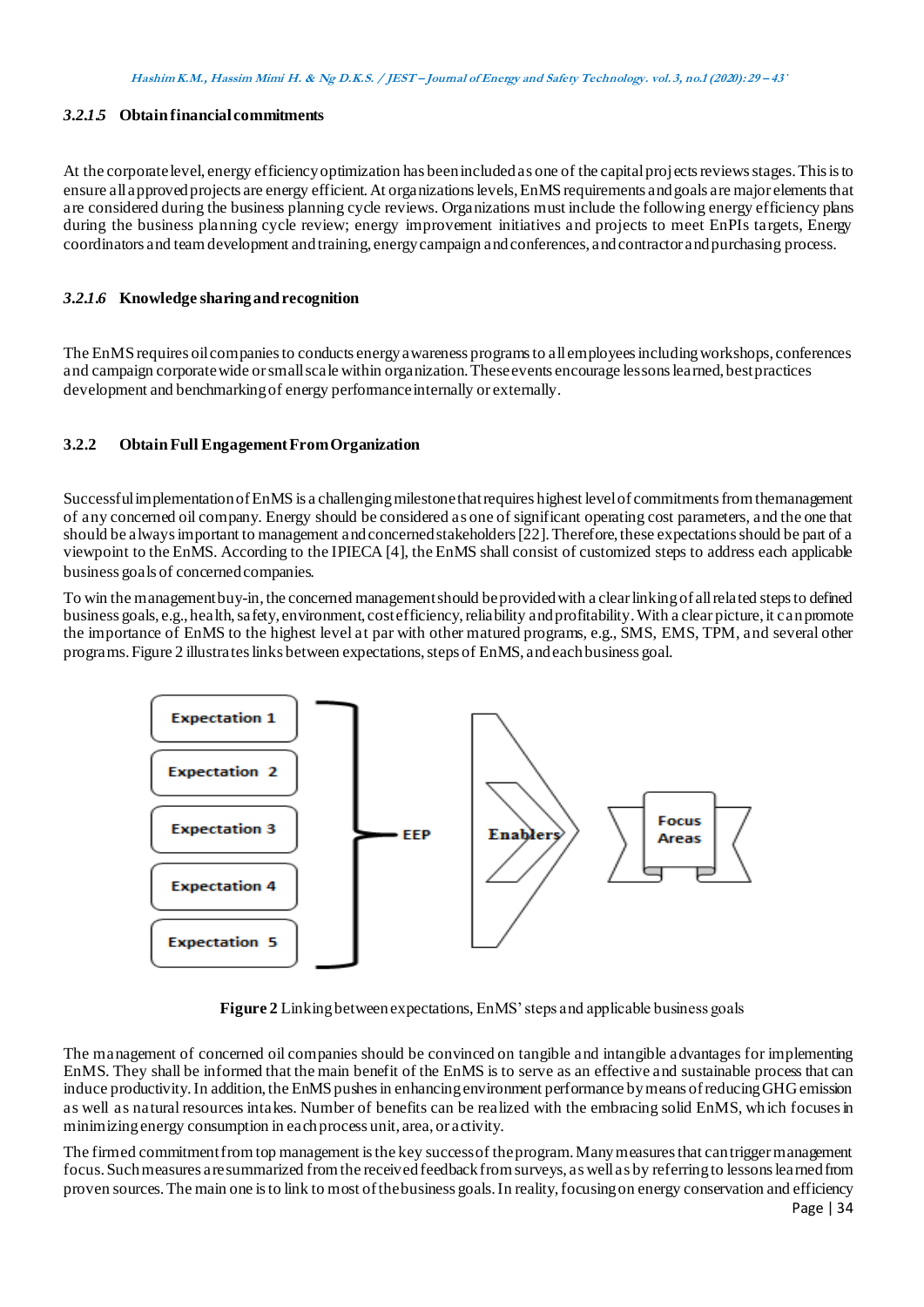#### *3.2.1.5* Obtain financial commitments

At the corporate level, energy efficiency optimization has been included as one of the capital projects reviews stages. This is to ensure all approved projects are energy efficient. At organizations levels, EnMS requirements and goals are major elements that are considered during the business planning cycle reviews. Organizations must include the following energy efficiency plans during the business planning cycle review; energy improvement initiatives and projects to meet EnPIs targets, Energy coordinators and team development and training, energy campaign and conferences, and contractor and purchasing process.

#### *3.2.1.6* Knowledge sharing and recognition

The EnMS requires oil companies to conducts energy awareness programs to all employees including workshops, conferences and campaign corporate wide or small scale within organization. These events encourage lessons learned, best practices development and benchmarking of energy performance internally or externally.

### 3.2.2 Obtain Full Engagement From Organization

Successful implementation of EnMS is a challenging milestone that requires highest level of commitments from the management of any concerned oil company. Energy should be considered as one of significant operating cost parameters, and the one that should be always important to management and concerned stakeholders [22]. Therefore, these expectations should be part of a viewpoint to the EnMS. According to the IPIECA [4], the EnMS shall consist of customized steps to address each applicable business goals of concerned companies.

To win the management buy-in, the concerned management should be provided with a clear linking of all related steps to defined business goals, e.g., health, safety, environment, cost efficiency, reliability and profitability. With a clear picture, it can promote the importance of EnMS to the highest level at par with other matured programs, e.g., SMS, EMS, TPM, and several other programs. Figure 2 illustrates links between expectations, steps of EnMS, and each business goal.

Expectation 1, Expectation 2, Expectation 3, Expectation 4, Expectation 5 → EEP → Enablers → Focus Areas

**Figure 2** Linking between expectations, EnMS' steps and applicable business goals

The management of concerned oil companies should be convinced on tangible and intangible advantages for implementing EnMS. They shall be informed that the main benefit of the EnMS is to serve as an effective and sustainable process that can induce productivity. In addition, the EnMS pushes in enhancing environment performance by means of reducing GHG emission as well as natural resources intakes. Number of benefits can be realized with the embracing solid EnMS, which focuses in minimizing energy consumption in each process unit, area, or activity.

The firmed commitment from top management is the key success of the program. Many measures that can trigger management focus. Such measures are summarized from the received feedback from surveys, as well as by referring to lessons learned from proven sources. The main one is to link to most of the business goals. In reality, focusing on energy conservation and efficiency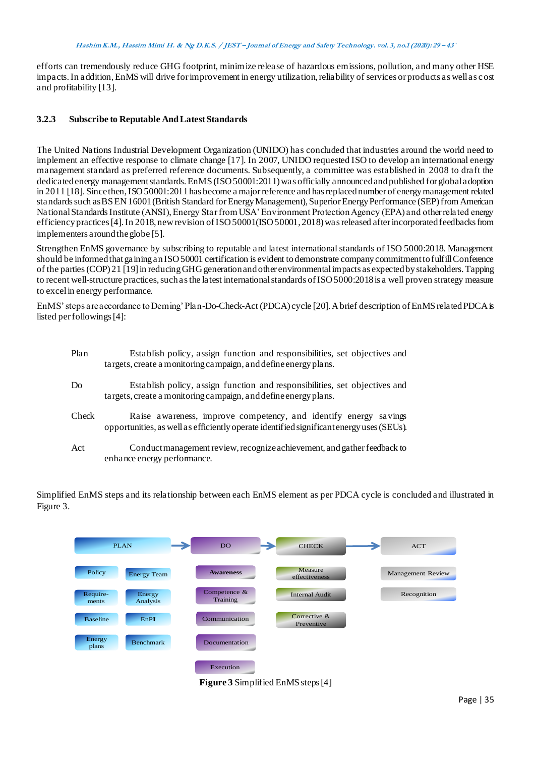efforts can tremendously reduce GHG footprint, minimize release of hazardous emissions, pollution, and many other HSE impacts. In addition, EnMS will drive for improvement in energy utilization, reliability of services or products as well as cost and profitability [13].

### 3.2.3 Subscribe to Reputable And Latest Standards

The United Nations Industrial Development Organization (UNIDO) has concluded that industries around the world need to implement an effective response to climate change [17]. In 2007, UNIDO requested ISO to develop an international energy management standard as preferred reference documents. Subsequently, a committee was established in 2008 to draft the dedicated energy management standards. EnMS (ISO 50001:2011) was officially announced and published for global adoption in 2011 [18]. Since then, ISO 50001:2011 has become a major reference and has replaced number of energy management related standards such as BS EN 16001 (British Standard for Energy Management), Superior Energy Performance (SEP) from American National Standards Institute (ANSI), Energy Star from USA' Environment Protection Agency (EPA) and other related energy efficiency practices [4]. In 2018, new revision of ISO 50001(ISO 50001, 2018) was released after incorporated feedbacks from implementers around the globe [5].

Strengthen EnMS governance by subscribing to reputable and latest international standards of ISO 5000:2018. Management should be informed that gaining an ISO 50001 certification is evident to demonstrate company commitment to fulfill Conference of the parties (COP) 21 [19] in reducing GHG generation and other environmental impacts as expected by stakeholders. Tapping to recent well-structure practices, such as the latest international standards of ISO 5000:2018 is a well proven strategy measure to excel in energy performance.

EnMS' steps are accordance to Deming' Plan-Do-Check-Act (PDCA) cycle [20]. A brief description of EnMS related PDCA is listed per followings [4]:

- Plan: Establish policy, assign function and responsibilities, set objectives and targets, create a monitoring campaign, and define energy plans.
- Do: Establish policy, assign function and responsibilities, set objectives and targets, create a monitoring campaign, and define energy plans.
- Check: Raise awareness, improve competency, and identify energy savings opportunities, as well as efficiently operate identified significant energy uses (SEUs).
- Act: Conduct management review, recognize achievement, and gather feedback to enhance energy performance.

Simplified EnMS steps and its relationship between each EnMS element as per PDCA cycle is concluded and illustrated in Figure 3.

| PLAN | | DO | CHECK | ACT |
|---|---|---|---|---|
| Policy | Energy Team | Awareness | Measure effectiveness | Management Review |
| Require-ments | Energy Analysis | Competence & Training | Internal Audit | Recognition |
| Baseline | EnPI | Communication | Corrective & Preventive | |
| Energy plans | Benchmark | Documentation | | |
| | | Execution | | |

**Figure 3** Simplified EnMS steps [4]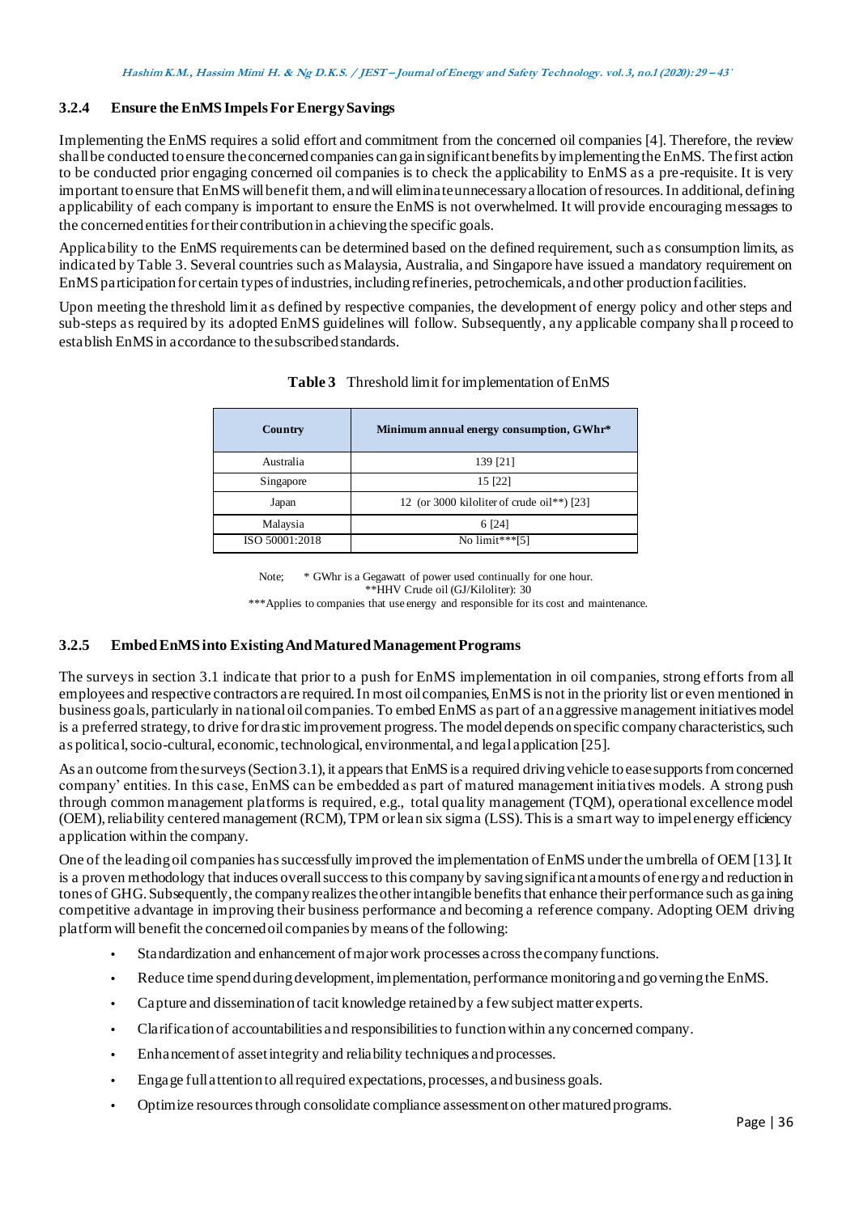### 3.2.4 Ensure the EnMS Impels For Energy Savings

Implementing the EnMS requires a solid effort and commitment from the concerned oil companies [4]. Therefore, the review shall be conducted to ensure the concerned companies can gain significant benefits by implementing the EnMS. The first action to be conducted prior engaging concerned oil companies is to check the applicability to EnMS as a pre-requisite. It is very important to ensure that EnMS will benefit them, and will eliminate unnecessary allocation of resources. In additional, defining applicability of each company is important to ensure the EnMS is not overwhelmed. It will provide encouraging messages to the concerned entities for their contribution in achieving the specific goals.

Applicability to the EnMS requirements can be determined based on the defined requirement, such as consumption limits, as indicated by Table 3. Several countries such as Malaysia, Australia, and Singapore have issued a mandatory requirement on EnMS participation for certain types of industries, including refineries, petrochemicals, and other production facilities.

Upon meeting the threshold limit as defined by respective companies, the development of energy policy and other steps and sub-steps as required by its adopted EnMS guidelines will follow. Subsequently, any applicable company shall proceed to establish EnMS in accordance to the subscribed standards.

**Table 3** Threshold limit for implementation of EnMS

| Country | Minimum annual energy consumption, GWhr* |
|---|---|
| Australia | 139 [21] |
| Singapore | 15 [22] |
| Japan | 12 (or 3000 kiloliter of crude oil**) [23] |
| Malaysia | 6 [24] |
| ISO 50001:2018 | No limit***[5] |

Note; * GWhr is a Gegawatt of power used continually for one hour.
**HHV Crude oil (GJ/Kiloliter): 30
***Applies to companies that use energy and responsible for its cost and maintenance.

### 3.2.5 Embed EnMS into Existing And Matured Management Programs

The surveys in section 3.1 indicate that prior to a push for EnMS implementation in oil companies, strong efforts from all employees and respective contractors are required. In most oil companies, EnMS is not in the priority list or even mentioned in business goals, particularly in national oil companies. To embed EnMS as part of an aggressive management initiatives model is a preferred strategy, to drive for drastic improvement progress. The model depends on specific company characteristics, such as political, socio-cultural, economic, technological, environmental, and legal application [25].

As an outcome from the surveys (Section 3.1), it appears that EnMS is a required driving vehicle to ease supports from concerned company' entities. In this case, EnMS can be embedded as part of matured management initiatives models. A strong push through common management platforms is required, e.g., total quality management (TQM), operational excellence model (OEM), reliability centered management (RCM), TPM or lean six sigma (LSS). This is a smart way to impel energy efficiency application within the company.

One of the leading oil companies has successfully improved the implementation of EnMS under the umbrella of OEM [13]. It is a proven methodology that induces overall success to this company by saving significant amounts of energy and reduction in tones of GHG. Subsequently, the company realizes the other intangible benefits that enhance their performance such as gaining competitive advantage in improving their business performance and becoming a reference company. Adopting OEM driving platform will benefit the concerned oil companies by means of the following:

- Standardization and enhancement of major work processes across the company functions.
- Reduce time spend during development, implementation, performance monitoring and governing the EnMS.
- Capture and dissemination of tacit knowledge retained by a few subject matter experts.
- Clarification of accountabilities and responsibilities to function within any concerned company.
- Enhancement of asset integrity and reliability techniques and processes.
- Engage full attention to all required expectations, processes, and business goals.
- Optimize resources through consolidate compliance assessment on other matured programs.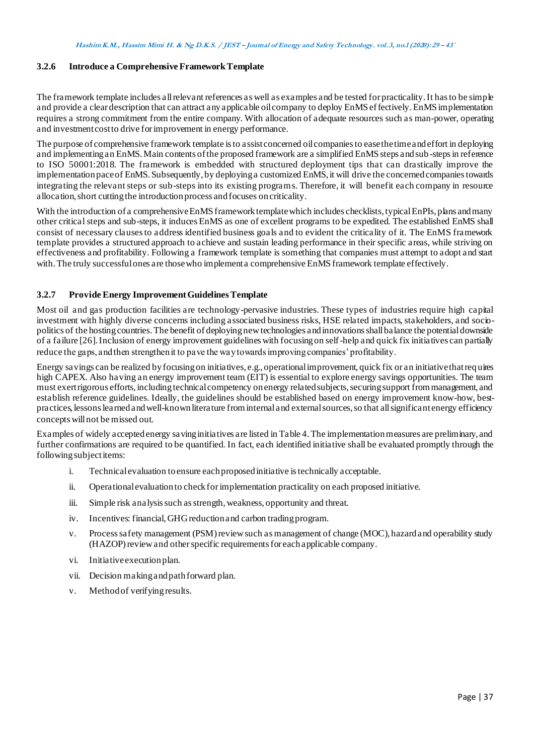### 3.2.6 Introduce a Comprehensive Framework Template

The framework template includes all relevant references as well as examples and be tested for practicality. It has to be simple and provide a clear description that can attract any applicable oil company to deploy EnMS effectively. EnMS implementation requires a strong commitment from the entire company. With allocation of adequate resources such as man-power, operating and investment cost to drive for improvement in energy performance.

The purpose of comprehensive framework template is to assist concerned oil companies to ease the time and effort in deploying and implementing an EnMS. Main contents of the proposed framework are a simplified EnMS steps and sub-steps in reference to ISO 50001:2018. The framework is embedded with structured deployment tips that can drastically improve the implementation pace of EnMS. Subsequently, by deploying a customized EnMS, it will drive the concerned companies towards integrating the relevant steps or sub-steps into its existing programs. Therefore, it will benefit each company in resource allocation, short cutting the introduction process and focuses on criticality.

With the introduction of a comprehensive EnMS framework template which includes checklists, typical EnPIs, plans and many other critical steps and sub-steps, it induces EnMS as one of excellent programs to be expedited. The established EnMS shall consist of necessary clauses to address identified business goals and to evident the criticality of it. The EnMS framework template provides a structured approach to achieve and sustain leading performance in their specific areas, while striving on effectiveness and profitability. Following a framework template is something that companies must attempt to adopt and start with. The truly successful ones are those who implement a comprehensive EnMS framework template effectively.

### 3.2.7 Provide Energy Improvement Guidelines Template

Most oil and gas production facilities are technology-pervasive industries. These types of industries require high capital investment with highly diverse concerns including associated business risks, HSE related impacts, stakeholders, and socio-politics of the hosting countries. The benefit of deploying new technologies and innovations shall balance the potential downside of a failure [26]. Inclusion of energy improvement guidelines with focusing on self-help and quick fix initiatives can partially reduce the gaps, and then strengthen it to pave the way towards improving companies' profitability.

Energy savings can be realized by focusing on initiatives, e.g., operational improvement, quick fix or an initiative that requires high CAPEX. Also having an energy improvement team (EIT) is essential to explore energy savings opportunities. The team must exert rigorous efforts, including technical competency on energy related subjects, securing support from management, and establish reference guidelines. Ideally, the guidelines should be established based on energy improvement know-how, best-practices, lessons learned and well-known literature from internal and external sources, so that all significant energy efficiency concepts will not be missed out.

Examples of widely accepted energy saving initiatives are listed in Table 4. The implementation measures are preliminary, and further confirmations are required to be quantified. In fact, each identified initiative shall be evaluated promptly through the following subject items:

i. Technical evaluation to ensure each proposed initiative is technically acceptable.

ii. Operational evaluation to check for implementation practicality on each proposed initiative.

iii. Simple risk analysis such as strength, weakness, opportunity and threat.

iv. Incentives: financial, GHG reduction and carbon trading program.

v. Process safety management (PSM) review such as management of change (MOC), hazard and operability study (HAZOP) review and other specific requirements for each applicable company.

vi. Initiative execution plan.

vii. Decision making and path forward plan.

v. Method of verifying results.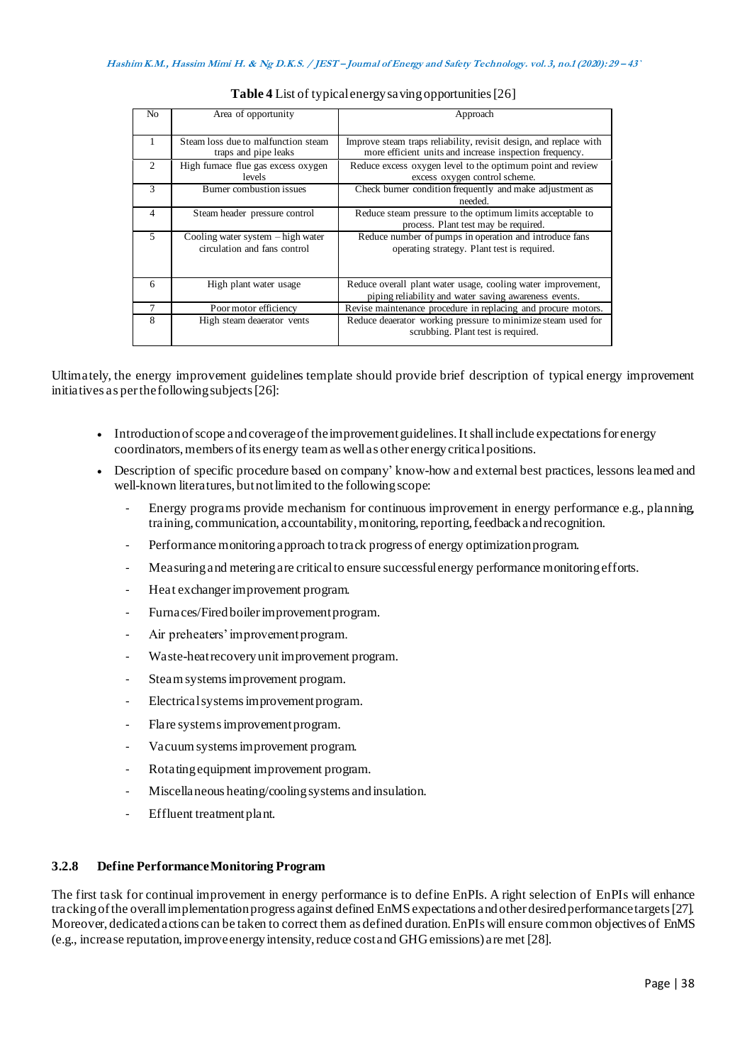**Table 4** List of typical energy saving opportunities [26]

| No | Area of opportunity | Approach |
|---|---|---|
| 1 | Steam loss due to malfunction steam traps and pipe leaks | Improve steam traps reliability, revisit design, and replace with more efficient units and increase inspection frequency. |
| 2 | High furnace flue gas excess oxygen levels | Reduce excess oxygen level to the optimum point and review excess oxygen control scheme. |
| 3 | Burner combustion issues | Check burner condition frequently and make adjustment as needed. |
| 4 | Steam header pressure control | Reduce steam pressure to the optimum limits acceptable to process. Plant test may be required. |
| 5 | Cooling water system – high water circulation and fans control | Reduce number of pumps in operation and introduce fans operating strategy. Plant test is required. |
| 6 | High plant water usage | Reduce overall plant water usage, cooling water improvement, piping reliability and water saving awareness events. |
| 7 | Poor motor efficiency | Revise maintenance procedure in replacing and procure motors. |
| 8 | High steam deaerator vents | Reduce deaerator working pressure to minimize steam used for scrubbing. Plant test is required. |

Ultimately, the energy improvement guidelines template should provide brief description of typical energy improvement initiatives as per the following subjects [26]:

- Introduction of scope and coverage of the improvement guidelines. It shall include expectations for energy coordinators, members of its energy team as well as other energy critical positions.
- Description of specific procedure based on company' know-how and external best practices, lessons learned and well-known literatures, but not limited to the following scope:
  - Energy programs provide mechanism for continuous improvement in energy performance e.g., planning, training, communication, accountability, monitoring, reporting, feedback and recognition.
  - Performance monitoring approach to track progress of energy optimization program.
  - Measuring and metering are critical to ensure successful energy performance monitoring efforts.
  - Heat exchanger improvement program.
  - Furnaces/Fired boiler improvement program.
  - Air preheaters' improvement program.
  - Waste-heat recovery unit improvement program.
  - Steam systems improvement program.
  - Electrical systems improvement program.
  - Flare systems improvement program.
  - Vacuum systems improvement program.
  - Rotating equipment improvement program.
  - Miscellaneous heating/cooling systems and insulation.
  - Effluent treatment plant.

### 3.2.8 Define Performance Monitoring Program

The first task for continual improvement in energy performance is to define EnPIs. A right selection of EnPIs will enhance tracking of the overall implementation progress against defined EnMS expectations and other desired performance targets [27]. Moreover, dedicated actions can be taken to correct them as defined duration. EnPIs will ensure common objectives of EnMS (e.g., increase reputation, improve energy intensity, reduce cost and GHG emissions) are met [28].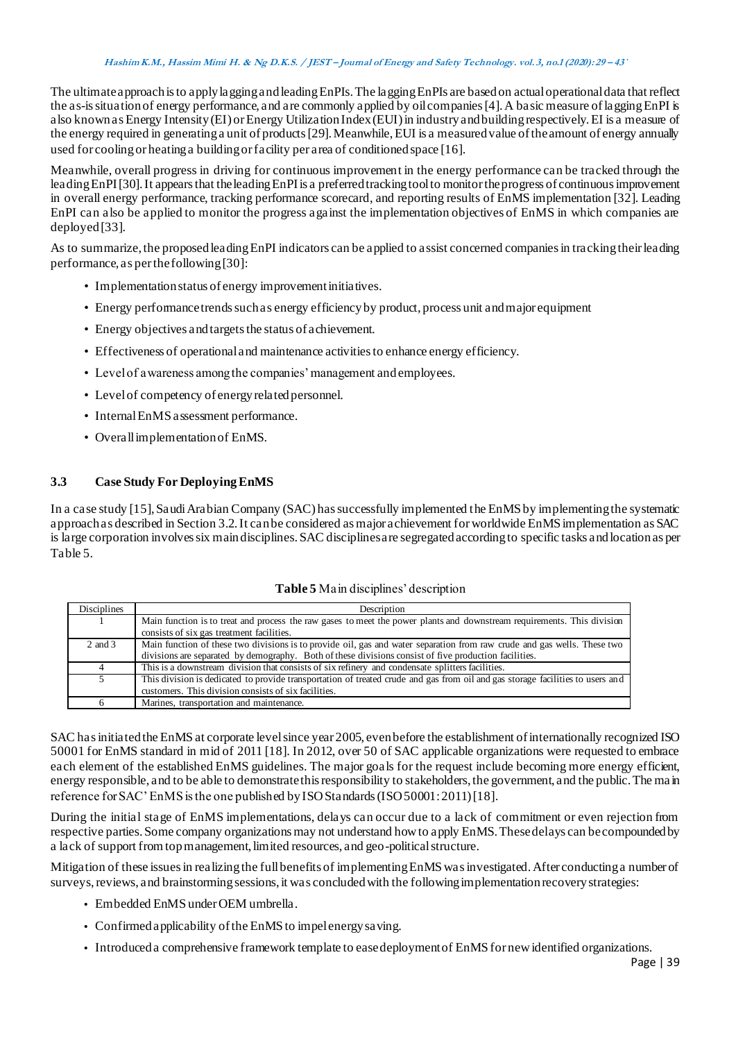The ultimate approach is to apply lagging and leading EnPIs. The lagging EnPIs are based on actual operational data that reflect the as-is situation of energy performance, and are commonly applied by oil companies [4]. A basic measure of lagging EnPI is also known as Energy Intensity (EI) or Energy Utilization Index (EUI) in industry and building respectively. EI is a measure of the energy required in generating a unit of products [29]. Meanwhile, EUI is a measured value of the amount of energy annually used for cooling or heating a building or facility per area of conditioned space [16].

Meanwhile, overall progress in driving for continuous improvement in the energy performance can be tracked through the leading EnPI [30]. It appears that the leading EnPI is a preferred tracking tool to monitor the progress of continuous improvement in overall energy performance, tracking performance scorecard, and reporting results of EnMS implementation [32]. Leading EnPI can also be applied to monitor the progress against the implementation objectives of EnMS in which companies are deployed [33].

As to summarize, the proposed leading EnPI indicators can be applied to assist concerned companies in tracking their leading performance, as per the following [30]:

- Implementation status of energy improvement initiatives.
- Energy performance trends such as energy efficiency by product, process unit and major equipment
- Energy objectives and targets the status of achievement.
- Effectiveness of operational and maintenance activities to enhance energy efficiency.
- Level of awareness among the companies' management and employees.
- Level of competency of energy related personnel.
- Internal EnMS assessment performance.
- Overall implementation of EnMS.

### 3.3 Case Study For Deploying EnMS

In a case study [15], Saudi Arabian Company (SAC) has successfully implemented the EnMS by implementing the systematic approach as described in Section 3.2. It can be considered as major achievement for worldwide EnMS implementation as SAC is large corporation involves six main disciplines. SAC disciplines are segregated according to specific tasks and location as per Table 5.

**Table 5** Main disciplines' description

| Disciplines | Description |
|---|---|
| 1 | Main function is to treat and process the raw gases to meet the power plants and downstream requirements. This division consists of six gas treatment facilities. |
| 2 and 3 | Main function of these two divisions is to provide oil, gas and water separation from raw crude and gas wells. These two divisions are separated by demography. Both of these divisions consist of five production facilities. |
| 4 | This is a downstream division that consists of six refinery and condensate splitters facilities. |
| 5 | This division is dedicated to provide transportation of treated crude and gas from oil and gas storage facilities to users and customers. This division consists of six facilities. |
| 6 | Marines, transportation and maintenance. |

SAC has initiated the EnMS at corporate level since year 2005, even before the establishment of internationally recognized ISO 50001 for EnMS standard in mid of 2011 [18]. In 2012, over 50 of SAC applicable organizations were requested to embrace each element of the established EnMS guidelines. The major goals for the request include becoming more energy efficient, energy responsible, and to be able to demonstrate this responsibility to stakeholders, the government, and the public. The main reference for SAC' EnMS is the one published by ISO Standards (ISO 50001: 2011) [18].

During the initial stage of EnMS implementations, delays can occur due to a lack of commitment or even rejection from respective parties. Some company organizations may not understand how to apply EnMS. These delays can be compounded by a lack of support from top management, limited resources, and geo-political structure.

Mitigation of these issues in realizing the full benefits of implementing EnMS was investigated. After conducting a number of surveys, reviews, and brainstorming sessions, it was concluded with the following implementation recovery strategies:

- Embedded EnMS under OEM umbrella.
- Confirmed applicability of the EnMS to impel energy saving.
- Introduced a comprehensive framework template to ease deployment of EnMS for new identified organizations.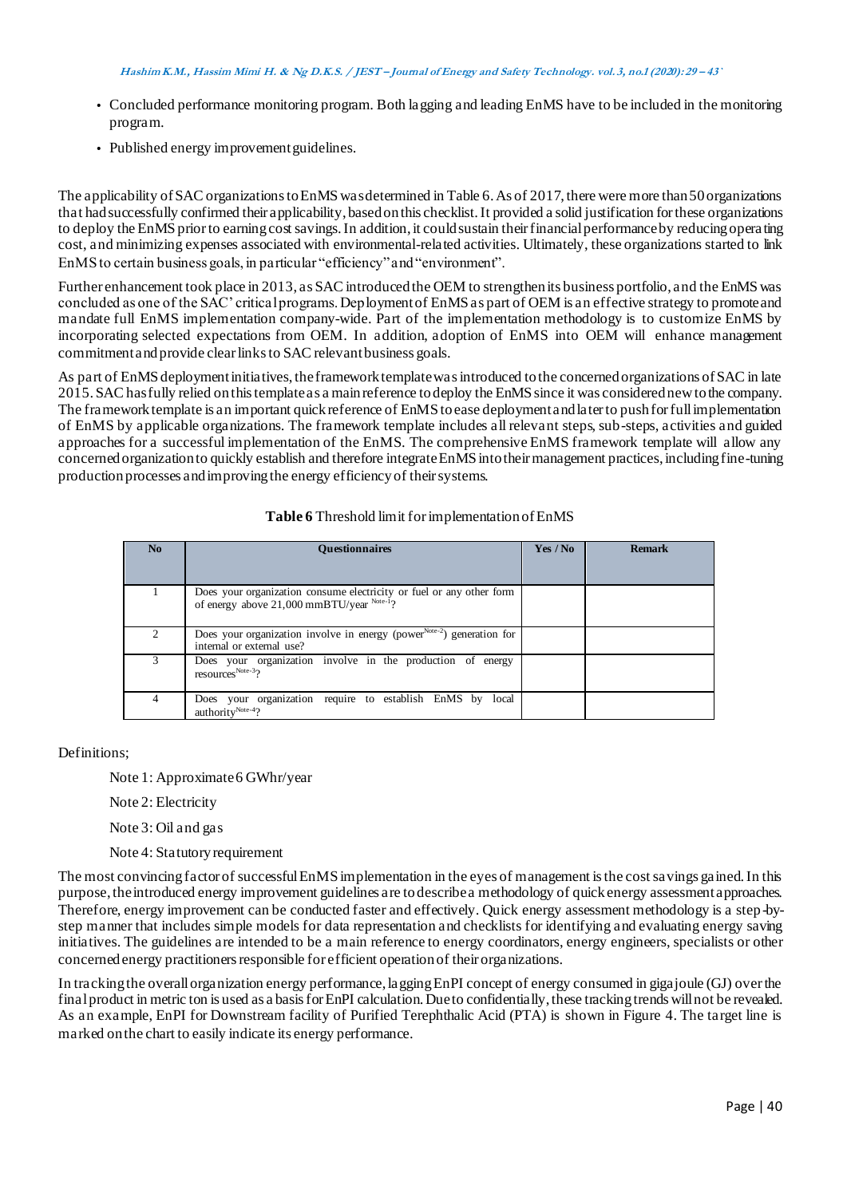- Concluded performance monitoring program. Both lagging and leading EnMS have to be included in the monitoring program.
- Published energy improvement guidelines.

The applicability of SAC organizations to EnMS was determined in Table 6. As of 2017, there were more than 50 organizations that had successfully confirmed their applicability, based on this checklist. It provided a solid justification for these organizations to deploy the EnMS prior to earning cost savings. In addition, it could sustain their financial performance by reducing operating cost, and minimizing expenses associated with environmental-related activities. Ultimately, these organizations started to link EnMS to certain business goals, in particular "efficiency" and "environment".

Further enhancement took place in 2013, as SAC introduced the OEM to strengthen its business portfolio, and the EnMS was concluded as one of the SAC' critical programs. Deployment of EnMS as part of OEM is an effective strategy to promote and mandate full EnMS implementation company-wide. Part of the implementation methodology is to customize EnMS by incorporating selected expectations from OEM. In addition, adoption of EnMS into OEM will enhance management commitment and provide clear links to SAC relevant business goals.

As part of EnMS deployment initiatives, the framework template was introduced to the concerned organizations of SAC in late 2015. SAC has fully relied on this template as a main reference to deploy the EnMS since it was considered new to the company. The framework template is an important quick reference of EnMS to ease deployment and later to push for full implementation of EnMS by applicable organizations. The framework template includes all relevant steps, sub-steps, activities and guided approaches for a successful implementation of the EnMS. The comprehensive EnMS framework template will allow any concerned organization to quickly establish and therefore integrate EnMS into their management practices, including fine-tuning production processes and improving the energy efficiency of their systems.

**Table 6** Threshold limit for implementation of EnMS

| No | Questionnaires | Yes / No | Remark |
|---|---|---|---|
| 1 | Does your organization consume electricity or fuel or any other form of energy above 21,000 mmBTU/year [Note-1]? | | |
| 2 | Does your organization involve in energy (power[Note-2]) generation for internal or external use? | | |
| 3 | Does your organization involve in the production of energy resources[Note-3]? | | |
| 4 | Does your organization require to establish EnMS by local authority[Note-4]? | | |

Definitions;

Note 1: Approximate 6 GWhr/year

Note 2: Electricity

Note 3: Oil and gas

Note 4: Statutory requirement

The most convincing factor of successful EnMS implementation in the eyes of management is the cost savings gained. In this purpose, the introduced energy improvement guidelines are to describe a methodology of quick energy assessment approaches. Therefore, energy improvement can be conducted faster and effectively. Quick energy assessment methodology is a step-by-step manner that includes simple models for data representation and checklists for identifying and evaluating energy saving initiatives. The guidelines are intended to be a main reference to energy coordinators, energy engineers, specialists or other concerned energy practitioners responsible for efficient operation of their organizations.

In tracking the overall organization energy performance, lagging EnPI concept of energy consumed in gigajoule (GJ) over the final product in metric ton is used as a basis for EnPI calculation. Due to confidentially, these tracking trends will not be revealed. As an example, EnPI for Downstream facility of Purified Terephthalic Acid (PTA) is shown in Figure 4. The target line is marked on the chart to easily indicate its energy performance.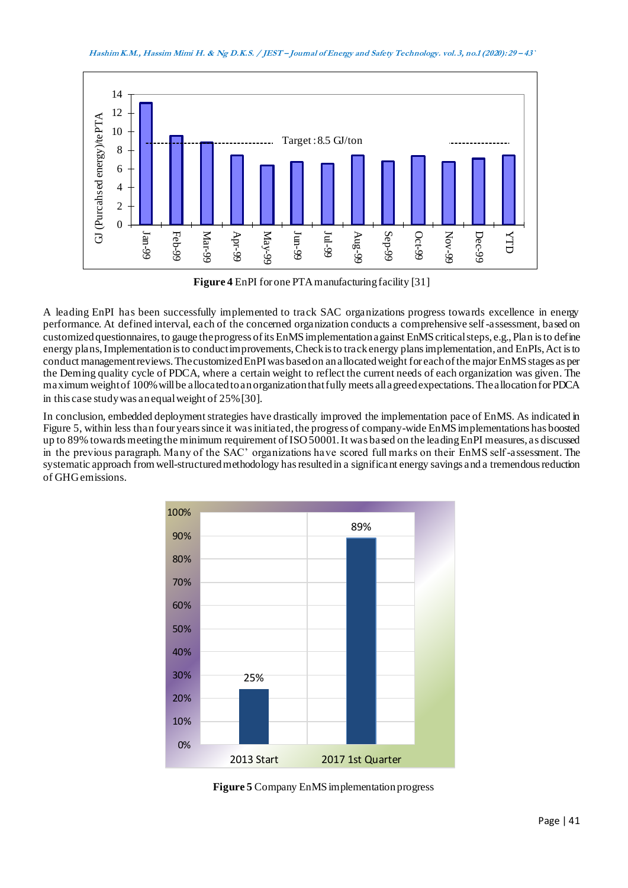**Figure 4** EnPI for one PTA manufacturing facility [31]

A leading EnPI has been successfully implemented to track SAC organizations progress towards excellence in energy performance. At defined interval, each of the concerned organization conducts a comprehensive self-assessment, based on customized questionnaires, to gauge the progress of its EnMS implementation against EnMS critical steps, e.g., Plan is to define energy plans, Implementation is to conduct improvements, Check is to track energy plans implementation, and EnPIs, Act is to conduct management reviews. The customized EnPI was based on an allocated weight for each of the major EnMS stages as per the Deming quality cycle of PDCA, where a certain weight to reflect the current needs of each organization was given. The maximum weight of 100% will be allocated to an organization that fully meets all agreed expectations. The allocation for PDCA in this case study was an equal weight of 25% [30].

In conclusion, embedded deployment strategies have drastically improved the implementation pace of EnMS. As indicated in Figure 5, within less than four years since it was initiated, the progress of company-wide EnMS implementations has boosted up to 89% towards meeting the minimum requirement of ISO 50001. It was based on the leading EnPI measures, as discussed in the previous paragraph. Many of the SAC' organizations have scored full marks on their EnMS self-assessment. The systematic approach from well-structured methodology has resulted in a significant energy savings and a tremendous reduction of GHG emissions.

**Figure 5** Company EnMS implementation progress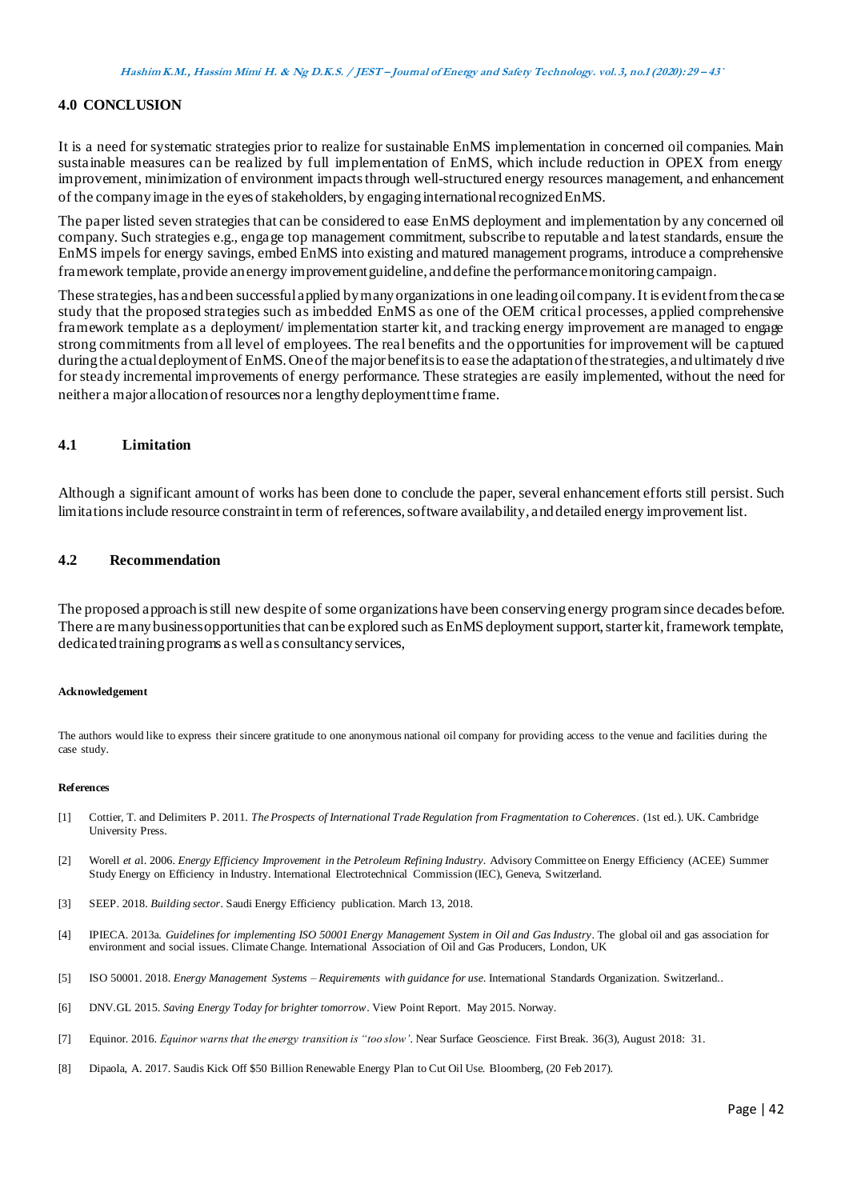## 4.0 CONCLUSION

It is a need for systematic strategies prior to realize for sustainable EnMS implementation in concerned oil companies. Main sustainable measures can be realized by full implementation of EnMS, which include reduction in OPEX from energy improvement, minimization of environment impacts through well-structured energy resources management, and enhancement of the company image in the eyes of stakeholders, by engaging international recognized EnMS.

The paper listed seven strategies that can be considered to ease EnMS deployment and implementation by any concerned oil company. Such strategies e.g., engage top management commitment, subscribe to reputable and latest standards, ensure the EnMS impels for energy savings, embed EnMS into existing and matured management programs, introduce a comprehensive framework template, provide an energy improvement guideline, and define the performance monitoring campaign.

These strategies, has and been successful applied by many organizations in one leading oil company. It is evident from the case study that the proposed strategies such as imbedded EnMS as one of the OEM critical processes, applied comprehensive framework template as a deployment/ implementation starter kit, and tracking energy improvement are managed to engage strong commitments from all level of employees. The real benefits and the opportunities for improvement will be captured during the actual deployment of EnMS. One of the major benefits is to ease the adaptation of the strategies, and ultimately drive for steady incremental improvements of energy performance. These strategies are easily implemented, without the need for neither a major allocation of resources nor a lengthy deployment time frame.

### 4.1 Limitation

Although a significant amount of works has been done to conclude the paper, several enhancement efforts still persist. Such limitations include resource constraint in term of references, software availability, and detailed energy improvement list.

### 4.2 Recommendation

The proposed approach is still new despite of some organizations have been conserving energy program since decades before. There are many business opportunities that can be explored such as EnMS deployment support, starter kit, framework template, dedicated training programs as well as consultancy services,

#### Acknowledgement

The authors would like to express their sincere gratitude to one anonymous national oil company for providing access to the venue and facilities during the case study.

#### References

[1] Cottier, T. and Delimiters P. 2011. *The Prospects of International Trade Regulation from Fragmentation to Coherences*. (1st ed.). UK. Cambridge University Press.

[2] Worell *et a*l. 2006. *Energy Efficiency Improvement in the Petroleum Refining Industry*. Advisory Committee on Energy Efficiency (ACEE) Summer Study Energy on Efficiency in Industry. International Electrotechnical Commission (IEC), Geneva, Switzerland.

[3] SEEP. 2018. *Building sector*. Saudi Energy Efficiency publication. March 13, 2018.

[4] IPIECA. 2013a. *Guidelines for implementing ISO 50001 Energy Management System in Oil and Gas Industry*. The global oil and gas association for environment and social issues. Climate Change. International Association of Oil and Gas Producers, London, UK

[5] ISO 50001. 2018. *Energy Management Systems – Requirements with guidance for use*. International Standards Organization. Switzerland..

[6] DNV.GL 2015. *Saving Energy Today for brighter tomorrow*. View Point Report. May 2015. Norway.

[7] Equinor. 2016. *Equinor warns that the energy transition is "too slow'*. Near Surface Geoscience. First Break. 36(3), August 2018: 31.

[8] Dipaola, A. 2017. Saudis Kick Off $50 Billion Renewable Energy Plan to Cut Oil Use. Bloomberg, (20 Feb 2017).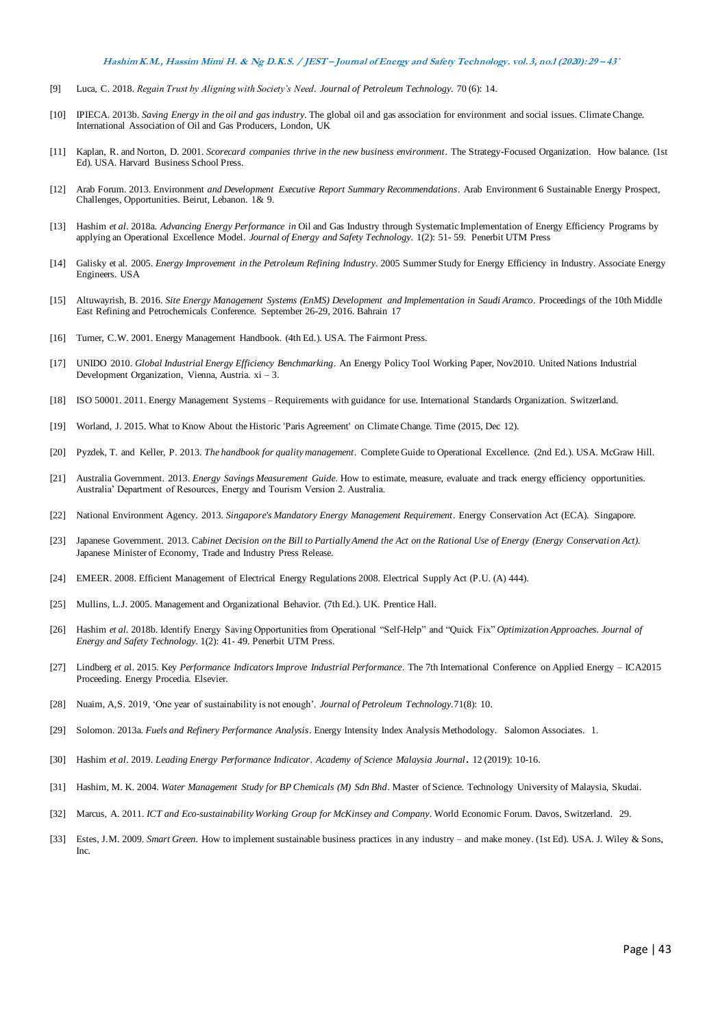[9] Luca, C. 2018. *Regain Trust by Aligning with Society's Need*. *Journal of Petroleum Technology*. 70 (6): 14.

[10] IPIECA. 2013b. *Saving Energy in the oil and gas industry*. The global oil and gas association for environment and social issues. Climate Change. International Association of Oil and Gas Producers, London, UK

[11] Kaplan, R. and Norton, D. 2001. *Scorecard companies thrive in the new business environment*. The Strategy-Focused Organization. How balance. (1st Ed). USA. Harvard Business School Press.

[12] Arab Forum. 2013. Environment *and Development Executive Report Summary Recommendations*. Arab Environment 6 Sustainable Energy Prospect, Challenges, Opportunities. Beirut, Lebanon. 1& 9.

[13] Hashim *et al*. 2018a. *Advancing Energy Performance in* Oil and Gas Industry through Systematic Implementation of Energy Efficiency Programs by applying an Operational Excellence Model. *Journal of Energy and Safety Technology*. 1(2): 51- 59. Penerbit UTM Press

[14] Galisky et al. 2005. *Energy Improvement in the Petroleum Refining Industry*. 2005 Summer Study for Energy Efficiency in Industry. Associate Energy Engineers. USA

[15] Altuwayrish, B. 2016. *Site Energy Management Systems (EnMS) Development and Implementation in Saudi Aramco*. Proceedings of the 10th Middle East Refining and Petrochemicals Conference. September 26-29, 2016. Bahrain 17

[16] Turner, C.W. 2001. Energy Management Handbook. (4th Ed.). USA. The Fairmont Press.

[17] UNIDO 2010. *Global Industrial Energy Efficiency Benchmarking*. An Energy Policy Tool Working Paper, Nov2010. United Nations Industrial Development Organization, Vienna, Austria. xi – 3.

[18] ISO 50001. 2011. Energy Management Systems – Requirements with guidance for use. International Standards Organization. Switzerland.

[19] Worland, J. 2015. What to Know About the Historic 'Paris Agreement' on Climate Change. Time (2015, Dec 12).

[20] Pyzdek, T. and Keller, P. 2013. *The handbook for quality management*. Complete Guide to Operational Excellence. (2nd Ed.). USA. McGraw Hill.

[21] Australia Government. 2013. *Energy Savings Measurement Guide*. How to estimate, measure, evaluate and track energy efficiency opportunities. Australia' Department of Resources, Energy and Tourism Version 2. Australia.

[22] National Environment Agency. 2013. *Singapore's Mandatory Energy Management Requirement*. Energy Conservation Act (ECA). Singapore.

[23] Japanese Government. 2013. Ca*binet Decision on the Bill to Partially Amend the Act on the Rational Use of Energy (Energy Conservation Act)*. Japanese Minister of Economy, Trade and Industry Press Release.

[24] EMEER. 2008. Efficient Management of Electrical Energy Regulations 2008. Electrical Supply Act (P.U. (A) 444).

[25] Mullins, L.J. 2005. Management and Organizational Behavior. (7th Ed.). UK. Prentice Hall.

[26] Hashim *et al*. 2018b. Identify Energy Saving Opportunities from Operational "Self-Help" and "Quick Fix" *Optimization Approaches*. *Journal of Energy and Safety Technology*. 1(2): 41- 49. Penerbit UTM Press.

[27] Lindberg *et a*l. 2015. Key *Performance Indicators Improve Industrial Performance*. The 7th International Conference on Applied Energy – ICA2015 Proceeding. Energy Procedia. Elsevier.

[28] Nuaim, A,S. 2019, 'One year of sustainability is not enough'. *Journal of Petroleum Technology*.71(8): 10.

[29] Solomon. 2013a. *Fuels and Refinery Performance Analysis*. Energy Intensity Index Analysis Methodology. Salomon Associates. 1.

[30] Hashim *et al*. 2019. *Leading Energy Performance Indicator*. *Academy of Science Malaysia Journal***.** 12 (2019): 10-16.

[31] Hashim, M. K. 2004. *Water Management Study for BP Chemicals (M) Sdn Bhd*. Master of Science. Technology University of Malaysia, Skudai.

[32] Marcus, A. 2011. *ICT and Eco-sustainability Working Group for McKinsey and Company*. World Economic Forum. Davos, Switzerland. 29.

[33] Estes, J.M. 2009. *Smart Green*. How to implement sustainable business practices in any industry – and make money. (1st Ed). USA. J. Wiley & Sons, Inc.